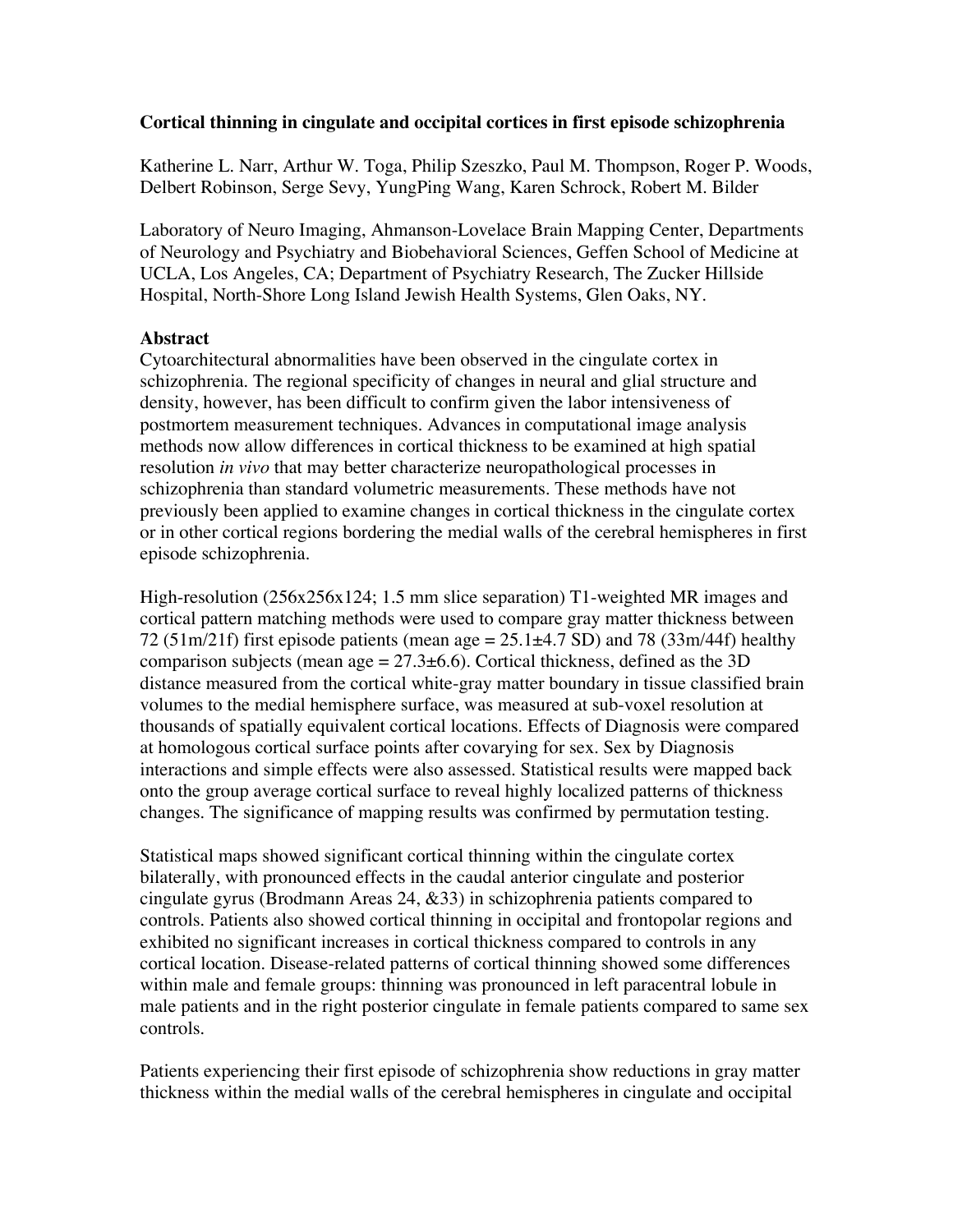# Cortical thinning in cingulate and occipital cortices in first episode schizophrenia

Katherine L. Narr, Arthur W. Toga, Philip Szeszko, Paul M. Thompson, Roger P. Woods, Delbert Robinson, Serge Sevy, YungPing Wang, Karen Schrock, Robert M. Bilder

Laboratory of Neuro Imaging, Ahmanson-Lovelace Brain Mapping Center, Departments of Neurology and Psychiatry and Biobehavioral Sciences, Geffen School of Medicine at UCLA, Los Angeles, CA; Department of Psychiatry Research, The Zucker Hillside Hospital, North-Shore Long Island Jewish Health Systems, Glen Oaks, NY.

## Abstract

Cytoarchitectural abnormalities have been observed in the cingulate cortex in schizophrenia. The regional specificity of changes in neural and glial structure and density, however, has been difficult to confirm given the labor intensiveness of postmortem measurement techniques. Advances in computational image analysis methods now allow differences in cortical thickness to be examined at high spatial resolution *in vivo* that may better characterize neuropathological processes in schizophrenia than standard volumetric measurements. These methods have not previously been applied to examine changes in cortical thickness in the cingulate cortex or in other cortical regions bordering the medial walls of the cerebral hemispheres in first episode schizophrenia.

High-resolution (256x256x124; 1.5 mm slice separation) T1-weighted MR images and cortical pattern matching methods were used to compare gray matter thickness between 72 (51m/21f) first episode patients (mean age = 25.1±4.7 SD) and 78 (33m/44f) healthy comparison subjects (mean age = 27.3±6.6). Cortical thickness, defined as the 3D distance measured from the cortical white-gray matter boundary in tissue classified brain volumes to the medial hemisphere surface, was measured at sub-voxel resolution at thousands of spatially equivalent cortical locations. Effects of Diagnosis were compared at homologous cortical surface points after covarying for sex. Sex by Diagnosis interactions and simple effects were also assessed. Statistical results were mapped back onto the group average cortical surface to reveal highly localized patterns of thickness changes. The significance of mapping results was confirmed by permutation testing.

Statistical maps showed significant cortical thinning within the cingulate cortex bilaterally, with pronounced effects in the caudal anterior cingulate and posterior cingulate gyrus (Brodmann Areas 24, &33) in schizophrenia patients compared to controls. Patients also showed cortical thinning in occipital and frontopolar regions and exhibited no significant increases in cortical thickness compared to controls in any cortical location. Disease-related patterns of cortical thinning showed some differences within male and female groups: thinning was pronounced in left paracentral lobule in male patients and in the right posterior cingulate in female patients compared to same sex controls.

Patients experiencing their first episode of schizophrenia show reductions in gray matter thickness within the medial walls of the cerebral hemispheres in cingulate and occipital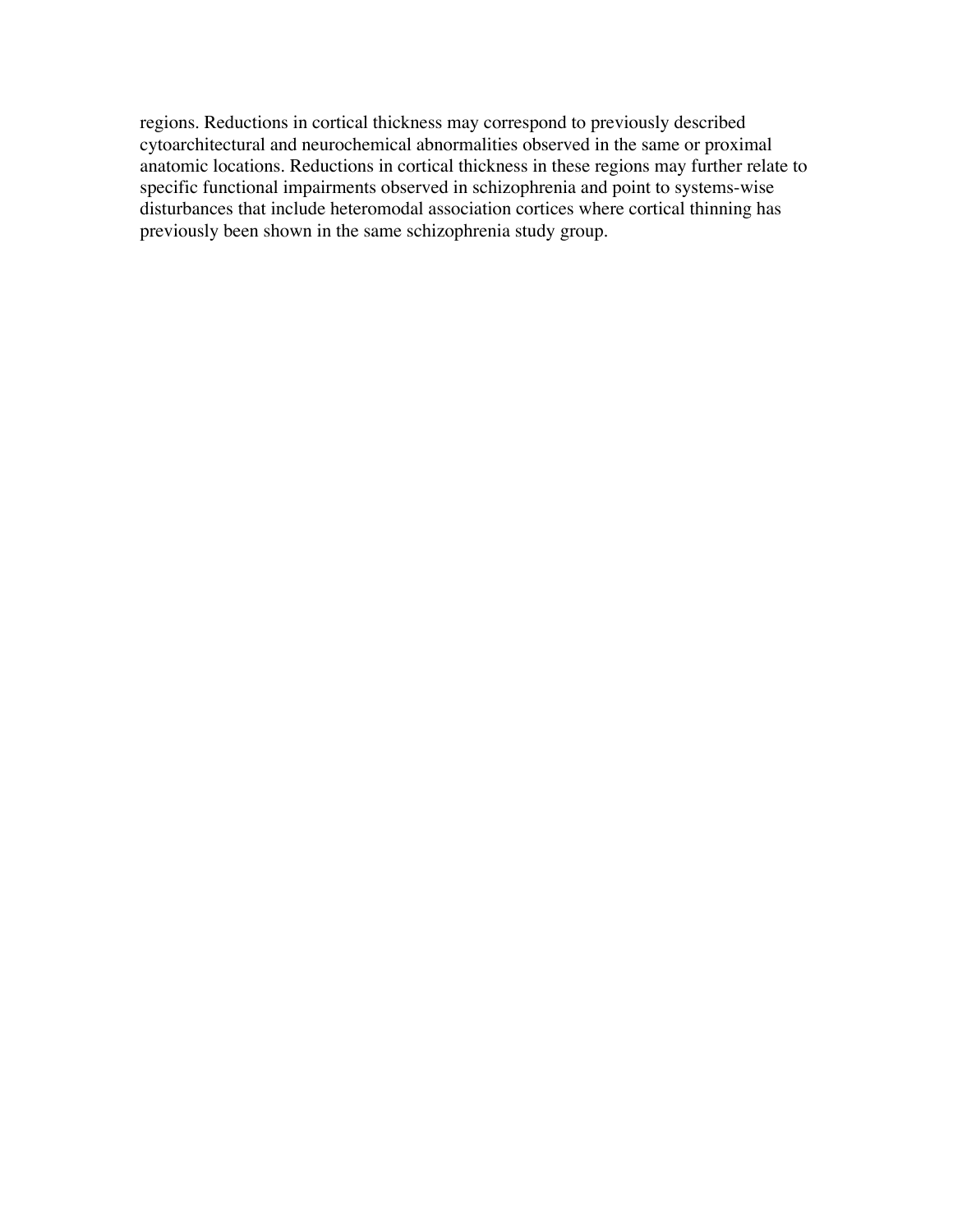regions. Reductions in cortical thickness may correspond to previously described cytoarchitectural and neurochemical abnormalities observed in the same or proximal anatomic locations. Reductions in cortical thickness in these regions may further relate to specific functional impairments observed in schizophrenia and point to systems-wise disturbances that include heteromodal association cortices where cortical thinning has previously been shown in the same schizophrenia study group.